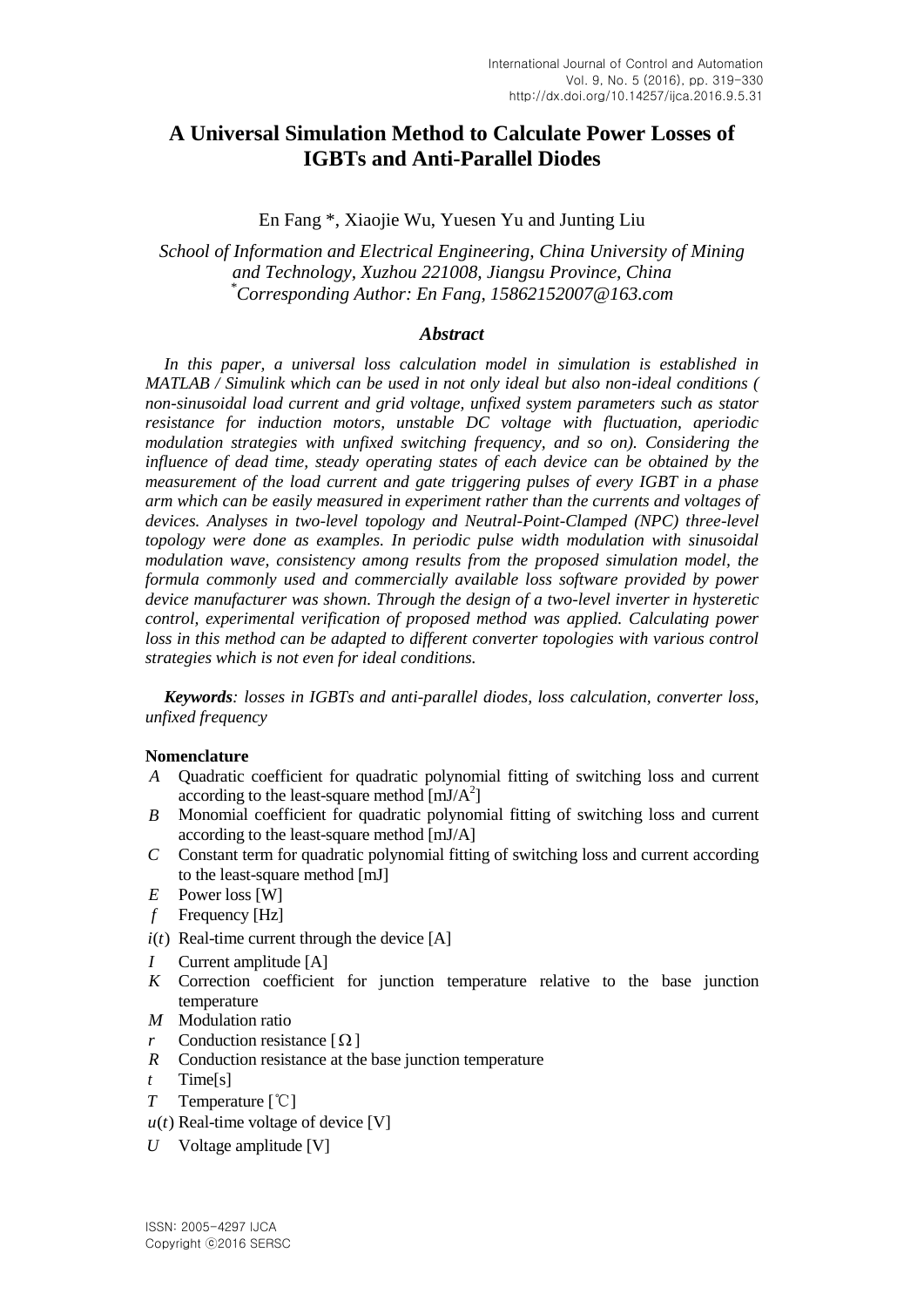# A Universal Simulation Method to Calculate Power Losses of IGBTs and Anti-Parallel Diodes

En Fang *, Xiaojie Wu, Yuesen Yu and Junting Liu

*School of Information and Electrical Engineering, China University of Mining and Technology, Xuzhou 221008, Jiangsu Province, China*
*[*]Corresponding Author: En Fang, 15862152007@163.com*

## *Abstract*

*In this paper, a universal loss calculation model in simulation is established in MATLAB / Simulink which can be used in not only ideal but also non-ideal conditions ( non-sinusoidal load current and grid voltage, unfixed system parameters such as stator resistance for induction motors, unstable DC voltage with fluctuation, aperiodic modulation strategies with unfixed switching frequency, and so on). Considering the influence of dead time, steady operating states of each device can be obtained by the measurement of the load current and gate triggering pulses of every IGBT in a phase arm which can be easily measured in experiment rather than the currents and voltages of devices. Analyses in two-level topology and Neutral-Point-Clamped (NPC) three-level topology were done as examples. In periodic pulse width modulation with sinusoidal modulation wave, consistency among results from the proposed simulation model, the formula commonly used and commercially available loss software provided by power device manufacturer was shown. Through the design of a two-level inverter in hysteretic control, experimental verification of proposed method was applied. Calculating power loss in this method can be adapted to different converter topologies with various control strategies which is not even for ideal conditions.*

***Keywords**: losses in IGBTs and anti-parallel diodes, loss calculation, converter loss, unfixed frequency*

**Nomenclature**

- $A$ Quadratic coefficient for quadratic polynomial fitting of switching loss and current according to the least-square method [mJ/A$^2$]
- $B$ Monomial coefficient for quadratic polynomial fitting of switching loss and current according to the least-square method [mJ/A]
- $C$ Constant term for quadratic polynomial fitting of switching loss and current according to the least-square method [mJ]
- $E$ Power loss [W]
- $f$ Frequency [Hz]
- $i(t)$ Real-time current through the device [A]
- $I$ Current amplitude [A]
- $K$ Correction coefficient for junction temperature relative to the base junction temperature
- $M$ Modulation ratio
- $r$ Conduction resistance [$\Omega$]
- $R$ Conduction resistance at the base junction temperature
- $t$ Time[s]
- $T$ Temperature [℃]
- $u(t)$ Real-time voltage of device [V]
- $U$ Voltage amplitude [V]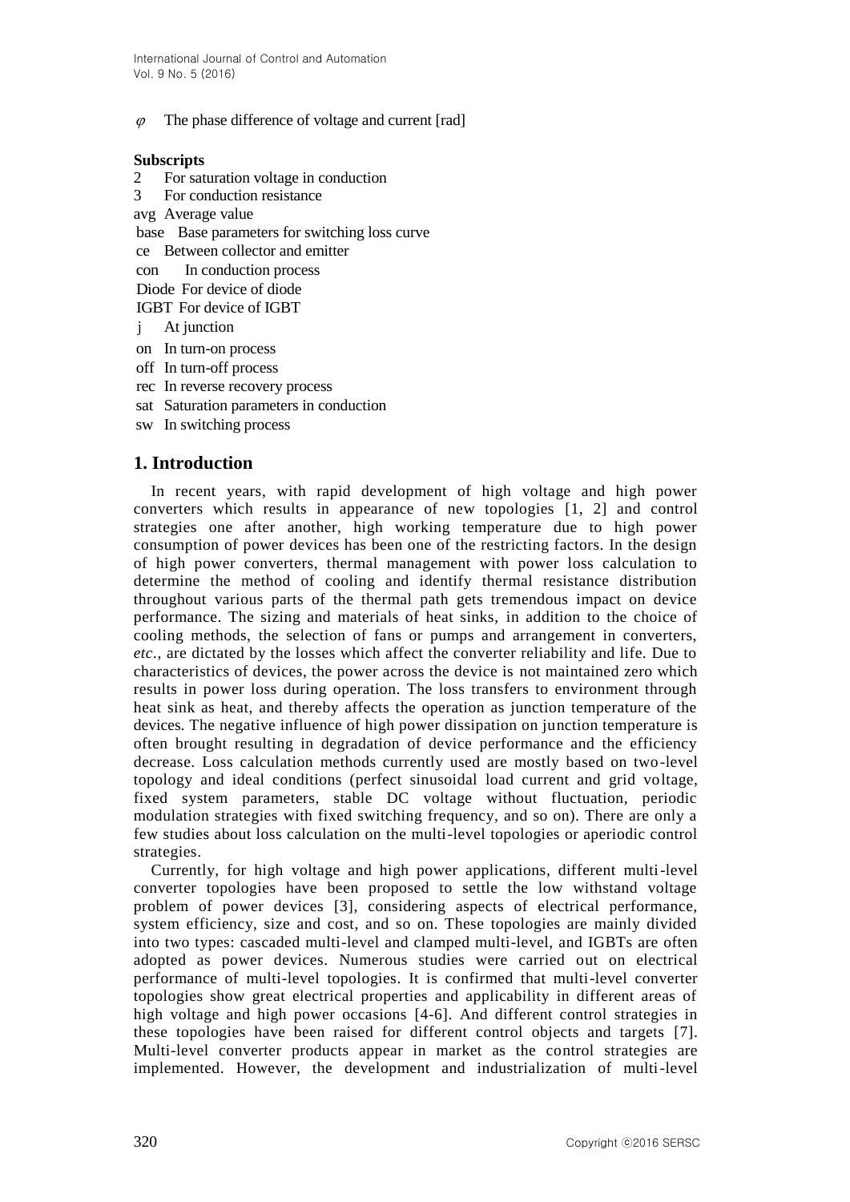$\varphi$ The phase difference of voltage and current [rad]

**Subscripts**

2 For saturation voltage in conduction

3 For conduction resistance

avg Average value

base Base parameters for switching loss curve

ce Between collector and emitter

con In conduction process

Diode For device of diode

IGBT For device of IGBT

j At junction

on In turn-on process

off In turn-off process

rec In reverse recovery process

sat Saturation parameters in conduction

sw In switching process

## 1. Introduction

In recent years, with rapid development of high voltage and high power converters which results in appearance of new topologies [1, 2] and control strategies one after another, high working temperature due to high power consumption of power devices has been one of the restricting factors. In the design of high power converters, thermal management with power loss calculation to determine the method of cooling and identify thermal resistance distribution throughout various parts of the thermal path gets tremendous impact on device performance. The sizing and materials of heat sinks, in addition to the choice of cooling methods, the selection of fans or pumps and arrangement in converters, *etc.*, are dictated by the losses which affect the converter reliability and life. Due to characteristics of devices, the power across the device is not maintained zero which results in power loss during operation. The loss transfers to environment through heat sink as heat, and thereby affects the operation as junction temperature of the devices. The negative influence of high power dissipation on junction temperature is often brought resulting in degradation of device performance and the efficiency decrease. Loss calculation methods currently used are mostly based on two-level topology and ideal conditions (perfect sinusoidal load current and grid voltage, fixed system parameters, stable DC voltage without fluctuation, periodic modulation strategies with fixed switching frequency, and so on). There are only a few studies about loss calculation on the multi-level topologies or aperiodic control strategies.

Currently, for high voltage and high power applications, different multi-level converter topologies have been proposed to settle the low withstand voltage problem of power devices [3], considering aspects of electrical performance, system efficiency, size and cost, and so on. These topologies are mainly divided into two types: cascaded multi-level and clamped multi-level, and IGBTs are often adopted as power devices. Numerous studies were carried out on electrical performance of multi-level topologies. It is confirmed that multi-level converter topologies show great electrical properties and applicability in different areas of high voltage and high power occasions [4-6]. And different control strategies in these topologies have been raised for different control objects and targets [7]. Multi-level converter products appear in market as the control strategies are implemented. However, the development and industrialization of multi-level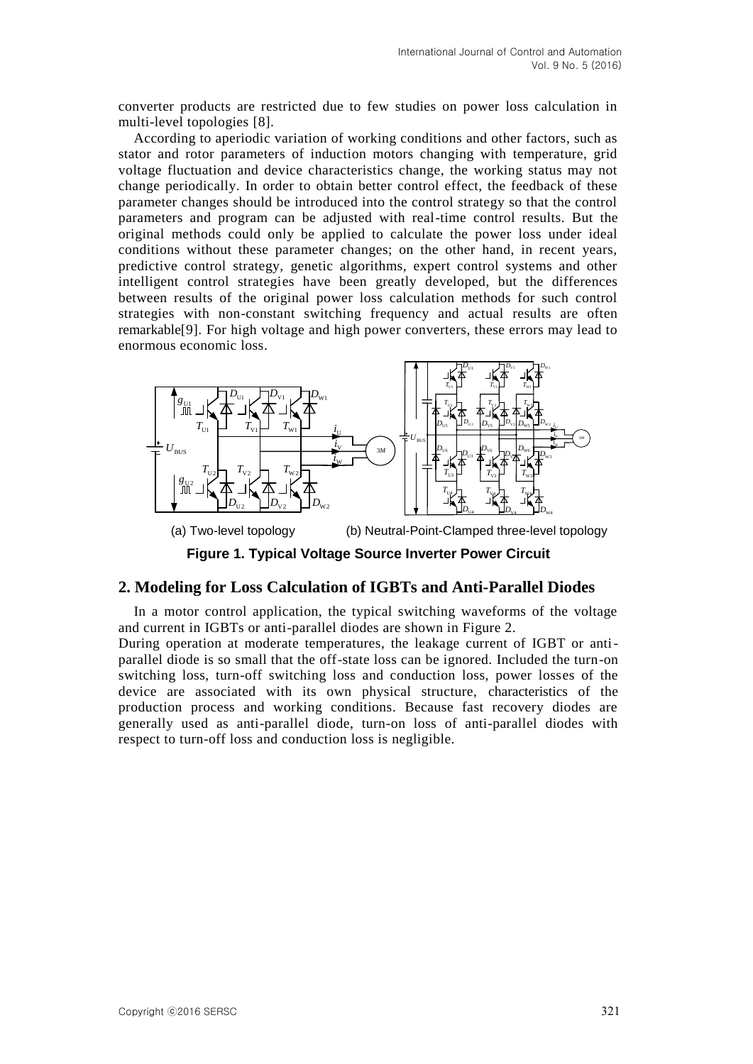converter products are restricted due to few studies on power loss calculation in multi-level topologies [8].

According to aperiodic variation of working conditions and other factors, such as stator and rotor parameters of induction motors changing with temperature, grid voltage fluctuation and device characteristics change, the working status may not change periodically. In order to obtain better control effect, the feedback of these parameter changes should be introduced into the control strategy so that the control parameters and program can be adjusted with real-time control results. But the original methods could only be applied to calculate the power loss under ideal conditions without these parameter changes; on the other hand, in recent years, predictive control strategy, genetic algorithms, expert control systems and other intelligent control strategies have been greatly developed, but the differences between results of the original power loss calculation methods for such control strategies with non-constant switching frequency and actual results are often remarkable[9]. For high voltage and high power converters, these errors may lead to enormous economic loss.

(a) Two-level topology (b) Neutral-Point-Clamped three-level topology

**Figure 1. Typical Voltage Source Inverter Power Circuit**

## 2. Modeling for Loss Calculation of IGBTs and Anti-Parallel Diodes

In a motor control application, the typical switching waveforms of the voltage and current in IGBTs or anti-parallel diodes are shown in Figure 2.

During operation at moderate temperatures, the leakage current of IGBT or anti-parallel diode is so small that the off-state loss can be ignored. Included the turn-on switching loss, turn-off switching loss and conduction loss, power losses of the device are associated with its own physical structure, characteristics of the production process and working conditions. Because fast recovery diodes are generally used as anti-parallel diode, turn-on loss of anti-parallel diodes with respect to turn-off loss and conduction loss is negligible.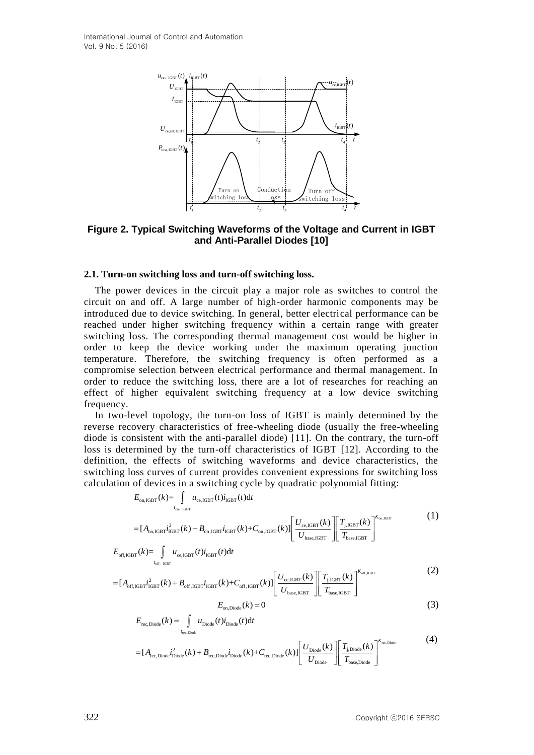**Figure 2. Typical Switching Waveforms of the Voltage and Current in IGBT and Anti-Parallel Diodes [10]**

### 2.1. Turn-on switching loss and turn-off switching loss.

The power devices in the circuit play a major role as switches to control the circuit on and off. A large number of high-order harmonic components may be introduced due to device switching. In general, better electrical performance can be reached under higher switching frequency within a certain range with greater switching loss. The corresponding thermal management cost would be higher in order to keep the device working under the maximum operating junction temperature. Therefore, the switching frequency is often performed as a compromise selection between electrical performance and thermal management. In order to reduce the switching loss, there are a lot of researches for reaching an effect of higher equivalent switching frequency at a low device switching frequency.

In two-level topology, the turn-on loss of IGBT is mainly determined by the reverse recovery characteristics of free-wheeling diode (usually the free-wheeling diode is consistent with the anti-parallel diode) [11]. On the contrary, the turn-off loss is determined by the turn-off characteristics of IGBT [12]. According to the definition, the effects of switching waveforms and device characteristics, the switching loss curves of current provides convenient expressions for switching loss calculation of devices in a switching cycle by quadratic polynomial fitting:

$$
\begin{aligned}
E_{\mathrm{on,IGBT}}(k) &= \int_{t_{\mathrm{on,\,IGBT}}} u_{\mathrm{ce,IGBT}}(t) i_{\mathrm{IGBT}}(t)\mathrm{d}t \\
&= [A_{\mathrm{on,IGBT}} i_{\mathrm{IGBT}}^2(k) + B_{\mathrm{on,IGBT}} i_{\mathrm{IGBT}}(k) + C_{\mathrm{on,IGBT}}(k)] \left[\frac{U_{\mathrm{ce,IGBT}}(k)}{U_{\mathrm{base,IGBT}}}\right] \left[\frac{T_{\mathrm{j,IGBT}}(k)}{T_{\mathrm{base,IGBT}}}\right]^{K_{\mathrm{on,IGBT}}}
\end{aligned} \tag{1}
$$

$$
\begin{aligned}
E_{\mathrm{off,IGBT}}(k) &= \int_{t_{\mathrm{off,\,IGBT}}} u_{\mathrm{ce,IGBT}}(t) i_{\mathrm{IGBT}}(t)\mathrm{d}t \\
&= [A_{\mathrm{off,IGBT}} i_{\mathrm{IGBT}}^2(k) + B_{\mathrm{off,IGBT}} i_{\mathrm{IGBT}}(k) + C_{\mathrm{off,IGBT}}(k)] \left[\frac{U_{\mathrm{ce,IGBT}}(k)}{U_{\mathrm{base,IGBT}}}\right] \left[\frac{T_{\mathrm{j,IGBT}}(k)}{T_{\mathrm{base,IGBT}}}\right]^{K_{\mathrm{off,IGBT}}}
\end{aligned} \tag{2}
$$

$$
E_{\mathrm{on,Diode}}(k) = 0 \tag{3}
$$

$$
\begin{aligned}
E_{\mathrm{rec,Diode}}(k) &= \int_{t_{\mathrm{rec,Diode}}} u_{\mathrm{Diode}}(t) i_{\mathrm{Diode}}(t)\mathrm{d}t \\
&= [A_{\mathrm{rec,Diode}} i_{\mathrm{Diode}}^2(k) + B_{\mathrm{rec,Diode}} i_{\mathrm{Diode}}(k) + C_{\mathrm{rec,Diode}}(k)] \left[\frac{U_{\mathrm{Diode}}(k)}{U_{\mathrm{Diode}}}\right] \left[\frac{T_{\mathrm{j,Diode}}(k)}{T_{\mathrm{base,Diode}}}\right]^{K_{\mathrm{rec,Diode}}}
\end{aligned} \tag{4}
$$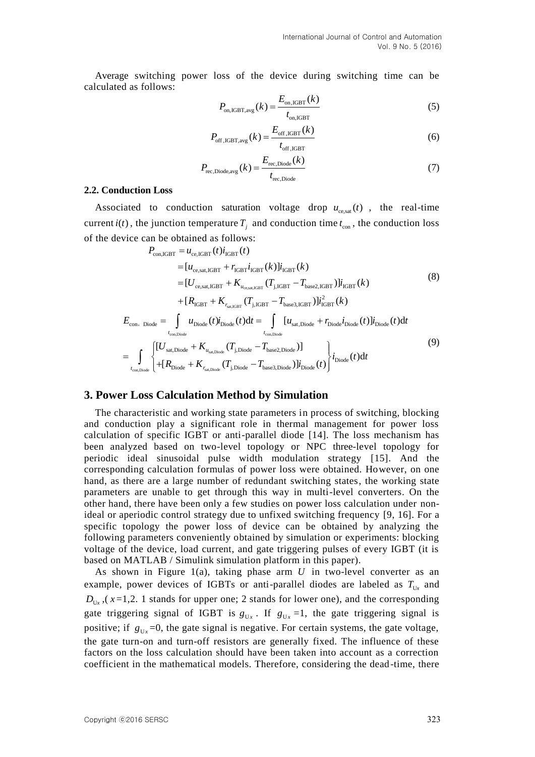Average switching power loss of the device during switching time can be calculated as follows:

$$P_{\mathrm{on,IGBT,avg}}(k) = \frac{E_{\mathrm{on,IGBT}}(k)}{t_{\mathrm{on,IGBT}}} \tag{5}$$

$$P_{\mathrm{off,IGBT,avg}}(k) = \frac{E_{\mathrm{off,IGBT}}(k)}{t_{\mathrm{off,IGBT}}} \tag{6}$$

$$P_{\mathrm{rec,Diode,avg}}(k) = \frac{E_{\mathrm{rec,Diode}}(k)}{t_{\mathrm{rec,Diode}}} \tag{7}$$

### 2.2. Conduction Loss

Associated to conduction saturation voltage drop $u_{\mathrm{ce,sat}}(t)$, the real-time current $i(t)$, the junction temperature $T_j$ and conduction time $t_{\mathrm{con}}$, the conduction loss of the device can be obtained as follows:

$$\begin{aligned} P_{\mathrm{con,IGBT}} &= u_{\mathrm{ce,IGBT}}(t) i_{\mathrm{IGBT}}(t) \\ &= [u_{\mathrm{ce,sat,IGBT}} + r_{\mathrm{IGBT}} i_{\mathrm{IGBT}}(k)] i_{\mathrm{IGBT}}(k) \\ &= [U_{\mathrm{ce,sat,IGBT}} + K_{u_{\mathrm{ce,sat,IGBT}}}(T_{\mathrm{j,IGBT}} - T_{\mathrm{base2,IGBT}})] i_{\mathrm{IGBT}}(k) \\ &\quad + [R_{\mathrm{IGBT}} + K_{r_{\mathrm{sat,IGBT}}}(T_{\mathrm{j,IGBT}} - T_{\mathrm{base3,IGBT}})] i_{\mathrm{IGBT}}^2(k) \end{aligned} \tag{8}$$

$$\begin{aligned} E_{\mathrm{con,\ Diode}} &= \int_{t_{\mathrm{con,Diode}}} u_{\mathrm{Diode}}(t) i_{\mathrm{Diode}}(t) \mathrm{d}t = \int_{t_{\mathrm{con,Diode}}} [u_{\mathrm{sat,Diode}} + r_{\mathrm{Diode}} i_{\mathrm{Diode}}(t)] i_{\mathrm{Diode}}(t) \mathrm{d}t \\ &= \int_{t_{\mathrm{con,Diode}}} \left\{ \begin{aligned} &[U_{\mathrm{sat,Diode}} + K_{u_{\mathrm{sat,Diode}}}(T_{\mathrm{j,Diode}} - T_{\mathrm{base2,Diode}})] \\ &+ [R_{\mathrm{Diode}} + K_{r_{\mathrm{sat,Diode}}}(T_{\mathrm{j,Diode}} - T_{\mathrm{base3,Diode}})] i_{\mathrm{Diode}}(t) \end{aligned} \right\} i_{\mathrm{Diode}}(t) \mathrm{d}t \end{aligned} \tag{9}$$

## 3. Power Loss Calculation Method by Simulation

The characteristic and working state parameters in process of switching, blocking and conduction play a significant role in thermal management for power loss calculation of specific IGBT or anti-parallel diode [14]. The loss mechanism has been analyzed based on two-level topology or NPC three-level topology for periodic ideal sinusoidal pulse width modulation strategy [15]. And the corresponding calculation formulas of power loss were obtained. However, on one hand, as there are a large number of redundant switching states, the working state parameters are unable to get through this way in multi-level converters. On the other hand, there have been only a few studies on power loss calculation under non-ideal or aperiodic control strategy due to unfixed switching frequency [9, 16]. For a specific topology the power loss of device can be obtained by analyzing the following parameters conveniently obtained by simulation or experiments: blocking voltage of the device, load current, and gate triggering pulses of every IGBT (it is based on MATLAB / Simulink simulation platform in this paper).

As shown in Figure 1(a), taking phase arm $U$ in two-level converter as an example, power devices of IGBTs or anti-parallel diodes are labeled as $T_{\mathrm{U}x}$ and $D_{\mathrm{U}x}$, ($x$=1,2. 1 stands for upper one; 2 stands for lower one), and the corresponding gate triggering signal of IGBT is $g_{\mathrm{U}x}$. If $g_{\mathrm{U}x}=1$, the gate triggering signal is positive; if $g_{\mathrm{U}x}=0$, the gate signal is negative. For certain systems, the gate voltage, the gate turn-on and turn-off resistors are generally fixed. The influence of these factors on the loss calculation should have been taken into account as a correction coefficient in the mathematical models. Therefore, considering the dead-time, there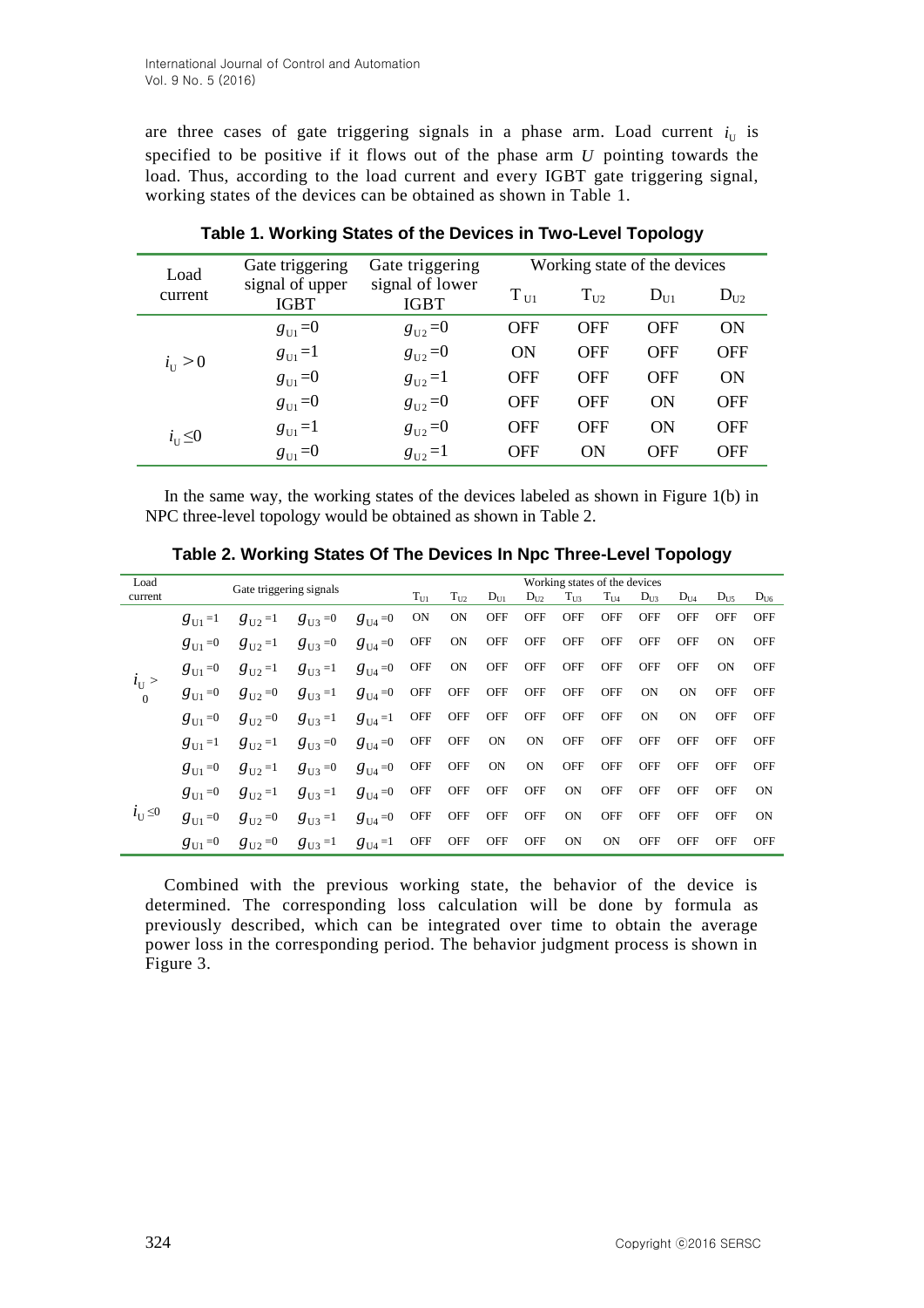are three cases of gate triggering signals in a phase arm. Load current $i_U$ is specified to be positive if it flows out of the phase arm $U$ pointing towards the load. Thus, according to the load current and every IGBT gate triggering signal, working states of the devices can be obtained as shown in Table 1.

**Table 1. Working States of the Devices in Two-Level Topology**

| Load current | Gate triggering signal of upper IGBT | Gate triggering signal of lower IGBT | Working state of the devices | | | |
|---|---|---|---|---|---|---|
| | | | $T_{U1}$ | $T_{U2}$ | $D_{U1}$ | $D_{U2}$ |
| $i_U > 0$ | $g_{U1}=0$ | $g_{U2}=0$ | OFF | OFF | OFF | ON |
| | $g_{U1}=1$ | $g_{U2}=0$ | ON | OFF | OFF | OFF |
| | $g_{U1}=0$ | $g_{U2}=1$ | OFF | OFF | OFF | ON |
| $i_U \le 0$ | $g_{U1}=0$ | $g_{U2}=0$ | OFF | OFF | ON | OFF |
| | $g_{U1}=1$ | $g_{U2}=0$ | OFF | OFF | ON | OFF |
| | $g_{U1}=0$ | $g_{U2}=1$ | OFF | ON | OFF | OFF |

In the same way, the working states of the devices labeled as shown in Figure 1(b) in NPC three-level topology would be obtained as shown in Table 2.

**Table 2. Working States Of The Devices In Npc Three-Level Topology**

| Load current | Gate triggering signals | | | | Working states of the devices | | | | | | | | | |
|---|---|---|---|---|---|---|---|---|---|---|---|---|---|---|
| | | | | | $T_{U1}$ | $T_{U2}$ | $D_{U1}$ | $D_{U2}$ | $T_{U3}$ | $T_{U4}$ | $D_{U3}$ | $D_{U4}$ | $D_{U5}$ | $D_{U6}$ |
| $i_U > 0$ | $g_{U1}=1$ | $g_{U2}=1$ | $g_{U3}=0$ | $g_{U4}=0$ | ON | ON | OFF | OFF | OFF | OFF | OFF | OFF | OFF | OFF |
| | $g_{U1}=0$ | $g_{U2}=1$ | $g_{U3}=0$ | $g_{U4}=0$ | OFF | ON | OFF | OFF | OFF | OFF | OFF | OFF | ON | OFF |
| | $g_{U1}=0$ | $g_{U2}=1$ | $g_{U3}=1$ | $g_{U4}=0$ | OFF | ON | OFF | OFF | OFF | OFF | OFF | OFF | ON | OFF |
| | $g_{U1}=0$ | $g_{U2}=0$ | $g_{U3}=1$ | $g_{U4}=0$ | OFF | OFF | OFF | OFF | OFF | OFF | ON | ON | OFF | OFF |
| | $g_{U1}=0$ | $g_{U2}=0$ | $g_{U3}=1$ | $g_{U4}=1$ | OFF | OFF | OFF | OFF | OFF | OFF | ON | ON | OFF | OFF |
| $i_U \le 0$ | $g_{U1}=1$ | $g_{U2}=1$ | $g_{U3}=0$ | $g_{U4}=0$ | OFF | OFF | ON | ON | OFF | OFF | OFF | OFF | OFF | OFF |
| | $g_{U1}=0$ | $g_{U2}=1$ | $g_{U3}=0$ | $g_{U4}=0$ | OFF | OFF | ON | ON | OFF | OFF | OFF | OFF | OFF | OFF |
| | $g_{U1}=0$ | $g_{U2}=1$ | $g_{U3}=1$ | $g_{U4}=0$ | OFF | OFF | OFF | OFF | ON | OFF | OFF | OFF | OFF | ON |
| | $g_{U1}=0$ | $g_{U2}=0$ | $g_{U3}=1$ | $g_{U4}=0$ | OFF | OFF | OFF | OFF | ON | OFF | OFF | OFF | OFF | ON |
| | $g_{U1}=0$ | $g_{U2}=0$ | $g_{U3}=1$ | $g_{U4}=1$ | OFF | OFF | OFF | OFF | ON | ON | OFF | OFF | OFF | OFF |

Combined with the previous working state, the behavior of the device is determined. The corresponding loss calculation will be done by formula as previously described, which can be integrated over time to obtain the average power loss in the corresponding period. The behavior judgment process is shown in Figure 3.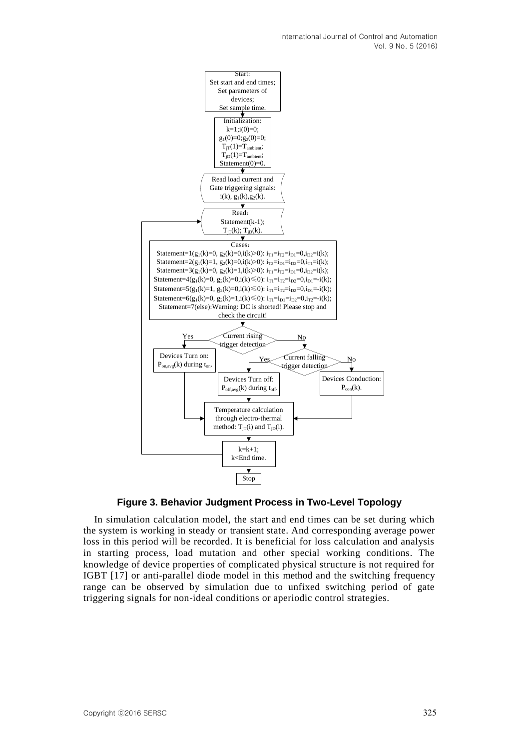Start:
Set start and end times;
Set parameters of devices;
Set sample time.

Initialization:
$k=1; i(0)=0;$
$g_1(0)=0; g_2(0)=0;$
$T_{jT}(1)=T_{ambient};$
$T_{jD}(1)=T_{ambient};$
Statement(0)=0.

Read load current and Gate triggering signals: $i(k)$, $g_1(k)$, $g_2(k)$.

Read：
Statement(k-1);
$T_{jT}(k)$; $T_{jD}(k)$.

Cases：
Statement=1($g_1(k)=0$, $g_2(k)=0$, $i(k)>0$): $i_{T1}=i_{T2}=i_{D1}=0, i_{D2}=i(k)$;
Statement=2($g_1(k)=1$, $g_2(k)=0$, $i(k)>0$): $i_{T2}=i_{D1}=i_{D2}=0, i_{T1}=i(k)$;
Statement=3($g_1(k)=0$, $g_2(k)=1$, $i(k)>0$): $i_{T1}=i_{T2}=i_{D1}=0, i_{D2}=i(k)$;
Statement=4($g_1(k)=0$, $g_2(k)=0$, $i(k)\leqslant 0$): $i_{T1}=i_{T2}=i_{D2}=0, i_{D1}=-i(k)$;
Statement=5($g_1(k)=1$, $g_2(k)=0$, $i(k)\leqslant 0$): $i_{T1}=i_{T2}=i_{D2}=0, i_{D1}=-i(k)$;
Statement=6($g_1(k)=0$, $g_2(k)=1$, $i(k)\leqslant 0$): $i_{T1}=i_{D1}=i_{D2}=0, i_{T2}=-i(k)$;
Statement=7(else):Warning: DC is shorted! Please stop and check the circuit!

Current rising trigger detection — Yes: Devices Turn on: $P_{on,avg}(k)$ during $t_{on}$. — No: Current falling trigger detection — Yes: Devices Turn off: $P_{off,avg}(k)$ during $t_{off}$. — No: Devices Conduction: $P_{con}(k)$.

Temperature calculation through electro-thermal method: $T_{jT}(i)$ and $T_{jD}(i)$.

$k=k+1$;
$k<$End time.

Stop

**Figure 3. Behavior Judgment Process in Two-Level Topology**

In simulation calculation model, the start and end times can be set during which the system is working in steady or transient state. And corresponding average power loss in this period will be recorded. It is beneficial for loss calculation and analysis in starting process, load mutation and other special working conditions. The knowledge of device properties of complicated physical structure is not required for IGBT [17] or anti-parallel diode model in this method and the switching frequency range can be observed by simulation due to unfixed switching period of gate triggering signals for non-ideal conditions or aperiodic control strategies.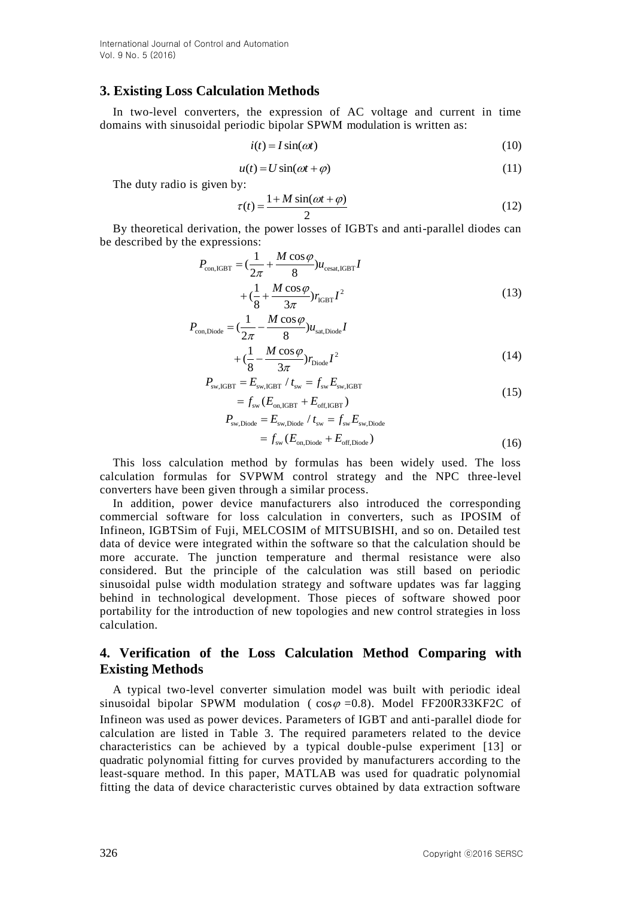## 3. Existing Loss Calculation Methods

In two-level converters, the expression of AC voltage and current in time domains with sinusoidal periodic bipolar SPWM modulation is written as:

$$i(t) = I\sin(\omega t) \tag{10}$$

$$u(t) = U\sin(\omega t + \varphi) \tag{11}$$

The duty radio is given by:

$$\tau(t) = \frac{1 + M\sin(\omega t + \varphi)}{2} \tag{12}$$

By theoretical derivation, the power losses of IGBTs and anti-parallel diodes can be described by the expressions:

$$\begin{aligned} P_{\text{con,IGBT}} &= \left(\frac{1}{2\pi} + \frac{M\cos\varphi}{8}\right)u_{\text{cesat,IGBT}} I \\ &\quad + \left(\frac{1}{8} + \frac{M\cos\varphi}{3\pi}\right)r_{\text{IGBT}} I^2 \end{aligned} \tag{13}$$

$$\begin{aligned} P_{\text{con,Diode}} &= \left(\frac{1}{2\pi} - \frac{M\cos\varphi}{8}\right)u_{\text{sat,Diode}} I \\ &\quad + \left(\frac{1}{8} - \frac{M\cos\varphi}{3\pi}\right)r_{\text{Diode}} I^2 \end{aligned} \tag{14}$$

$$\begin{aligned} P_{\text{sw,IGBT}} &= E_{\text{sw,IGBT}} / t_{\text{sw}} = f_{\text{sw}} E_{\text{sw,IGBT}} \\ &= f_{\text{sw}} (E_{\text{on,IGBT}} + E_{\text{off,IGBT}}) \end{aligned} \tag{15}$$

$$\begin{aligned} P_{\text{sw,Diode}} &= E_{\text{sw,Diode}} / t_{\text{sw}} = f_{\text{sw}} E_{\text{sw,Diode}} \\ &= f_{\text{sw}} (E_{\text{on,Diode}} + E_{\text{off,Diode}}) \end{aligned} \tag{16}$$

This loss calculation method by formulas has been widely used. The loss calculation formulas for SVPWM control strategy and the NPC three-level converters have been given through a similar process.

In addition, power device manufacturers also introduced the corresponding commercial software for loss calculation in converters, such as IPOSIM of Infineon, IGBTSim of Fuji, MELCOSIM of MITSUBISHI, and so on. Detailed test data of device were integrated within the software so that the calculation should be more accurate. The junction temperature and thermal resistance were also considered. But the principle of the calculation was still based on periodic sinusoidal pulse width modulation strategy and software updates was far lagging behind in technological development. Those pieces of software showed poor portability for the introduction of new topologies and new control strategies in loss calculation.

## 4. Verification of the Loss Calculation Method Comparing with Existing Methods

A typical two-level converter simulation model was built with periodic ideal sinusoidal bipolar SPWM modulation ( $\cos\varphi$ =0.8). Model FF200R33KF2C of Infineon was used as power devices. Parameters of IGBT and anti-parallel diode for calculation are listed in Table 3. The required parameters related to the device characteristics can be achieved by a typical double-pulse experiment [13] or quadratic polynomial fitting for curves provided by manufacturers according to the least-square method. In this paper, MATLAB was used for quadratic polynomial fitting the data of device characteristic curves obtained by data extraction software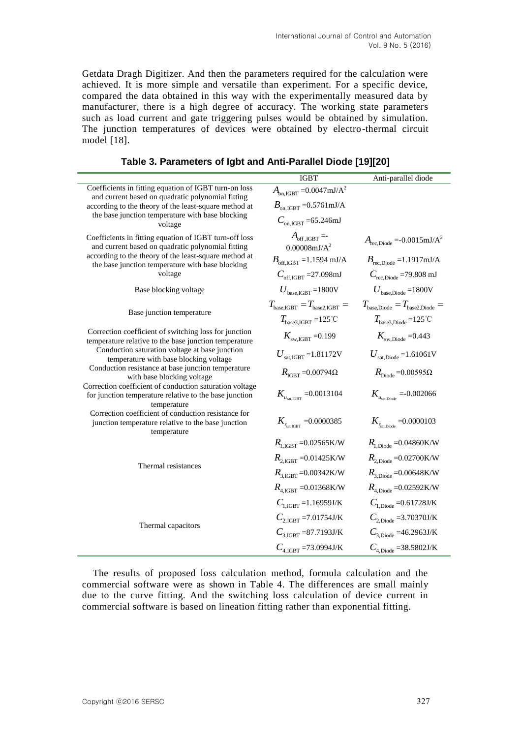Getdata Dragh Digitizer. And then the parameters required for the calculation were achieved. It is more simple and versatile than experiment. For a specific device, compared the data obtained in this way with the experimentally measured data by manufacturer, there is a high degree of accuracy. The working state parameters such as load current and gate triggering pulses would be obtained by simulation. The junction temperatures of devices were obtained by electro-thermal circuit model [18].

**Table 3. Parameters of Igbt and Anti-Parallel Diode [19][20]**

| | IGBT | Anti-parallel diode |
|---|---|---|
| Coefficients in fitting equation of IGBT turn-on loss and current based on quadratic polynomial fitting according to the theory of the least-square method at the base junction temperature with base blocking voltage | $A_{\text{on,IGBT}}$ =0.0047mJ/A$^2$ | |
| | $B_{\text{on,IGBT}}$ =0.5761mJ/A | |
| | $C_{\text{on,IGBT}}$ =65.246mJ | |
| Coefficients in fitting equation of IGBT turn-off loss and current based on quadratic polynomial fitting according to the theory of the least-square method at the base junction temperature with base blocking voltage | $A_{\text{off,IGBT}}$ =-0.00008mJ/A$^2$ | $A_{\text{rec,Diode}}$ =-0.0015mJ/A$^2$ |
| | $B_{\text{off,IGBT}}$ =1.1594 mJ/A | $B_{\text{rec,Diode}}$ =1.1917mJ/A |
| | $C_{\text{off,IGBT}}$ =27.098mJ | $C_{\text{rec,Diode}}$ =79.808 mJ |
| Base blocking voltage | $U_{\text{base,IGBT}}$ =1800V | $U_{\text{base,Diode}}$ =1800V |
| Base junction temperature | $T_{\text{base,IGBT}} = T_{\text{base2,IGBT}} = T_{\text{base3,IGBT}}$ =125℃ | $T_{\text{base,Diode}} = T_{\text{base2,Diode}} = T_{\text{base3,Diode}}$ =125℃ |
| Correction coefficient of switching loss for junction temperature relative to the base junction temperature | $K_{\text{sw,IGBT}}$ =0.199 | $K_{\text{sw,Diode}}$ =0.443 |
| Conduction saturation voltage at base junction temperature with base blocking voltage | $U_{\text{sat,IGBT}}$ =1.81172V | $U_{\text{sat,Diode}}$ =1.61061V |
| Conduction resistance at base junction temperature with base blocking voltage | $R_{\text{IGBT}}$ =0.00794Ω | $R_{\text{Diode}}$ =0.00595Ω |
| Correction coefficient of conduction saturation voltage for junction temperature relative to the base junction temperature | $K_{u_{\text{sat,IGBT}}}$ =0.0013104 | $K_{u_{\text{sat,Diode}}}$ =-0.002066 |
| Correction coefficient of conduction resistance for junction temperature relative to the base junction temperature | $K_{r_{\text{sat,IGBT}}}$ =0.0000385 | $K_{r_{\text{sat,Diode}}}$ =0.0000103 |
| Thermal resistances | $R_{1,\text{IGBT}}$ =0.02565K/W | $R_{1,\text{Diode}}$ =0.04860K/W |
| | $R_{2,\text{IGBT}}$ =0.01425K/W | $R_{2,\text{Diode}}$ =0.02700K/W |
| | $R_{3,\text{IGBT}}$ =0.00342K/W | $R_{3,\text{Diode}}$ =0.00648K/W |
| | $R_{4,\text{IGBT}}$ =0.01368K/W | $R_{4,\text{Diode}}$ =0.02592K/W |
| Thermal capacitors | $C_{1,\text{IGBT}}$ =1.16959J/K | $C_{1,\text{Diode}}$ =0.61728J/K |
| | $C_{2,\text{IGBT}}$ =7.01754J/K | $C_{2,\text{Diode}}$ =3.70370J/K |
| | $C_{3,\text{IGBT}}$ =87.7193J/K | $C_{3,\text{Diode}}$ =46.2963J/K |
| | $C_{4,\text{IGBT}}$ =73.0994J/K | $C_{4,\text{Diode}}$ =38.5802J/K |

The results of proposed loss calculation method, formula calculation and the commercial software were as shown in Table 4. The differences are small mainly due to the curve fitting. And the switching loss calculation of device current in commercial software is based on lineation fitting rather than exponential fitting.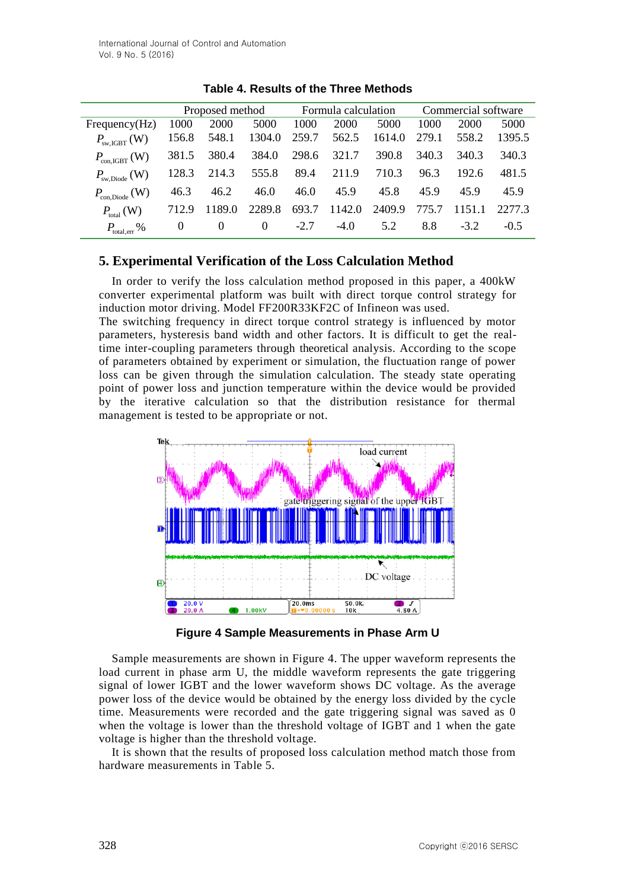**Table 4. Results of the Three Methods**

| | Proposed method | | | Formula calculation | | | Commercial software | | |
|---|---|---|---|---|---|---|---|---|---|
| Frequency(Hz) | 1000 | 2000 | 5000 | 1000 | 2000 | 5000 | 1000 | 2000 | 5000 |
| $P_{sw,IGBT}$ (W) | 156.8 | 548.1 | 1304.0 | 259.7 | 562.5 | 1614.0 | 279.1 | 558.2 | 1395.5 |
| $P_{con,IGBT}$ (W) | 381.5 | 380.4 | 384.0 | 298.6 | 321.7 | 390.8 | 340.3 | 340.3 | 340.3 |
| $P_{sw,Diode}$ (W) | 128.3 | 214.3 | 555.8 | 89.4 | 211.9 | 710.3 | 96.3 | 192.6 | 481.5 |
| $P_{con,Diode}$ (W) | 46.3 | 46.2 | 46.0 | 46.0 | 45.9 | 45.8 | 45.9 | 45.9 | 45.9 |
| $P_{total}$ (W) | 712.9 | 1189.0 | 2289.8 | 693.7 | 1142.0 | 2409.9 | 775.7 | 1151.1 | 2277.3 |
| $P_{total,err}$ % | 0 | 0 | 0 | -2.7 | -4.0 | 5.2 | 8.8 | -3.2 | -0.5 |

## 5. Experimental Verification of the Loss Calculation Method

In order to verify the loss calculation method proposed in this paper, a 400kW converter experimental platform was built with direct torque control strategy for induction motor driving. Model FF200R33KF2C of Infineon was used.

The switching frequency in direct torque control strategy is influenced by motor parameters, hysteresis band width and other factors. It is difficult to get the real-time inter-coupling parameters through theoretical analysis. According to the scope of parameters obtained by experiment or simulation, the fluctuation range of power loss can be given through the simulation calculation. The steady state operating point of power loss and junction temperature within the device would be provided by the iterative calculation so that the distribution resistance for thermal management is tested to be appropriate or not.

**Figure 4 Sample Measurements in Phase Arm U**

Sample measurements are shown in Figure 4. The upper waveform represents the load current in phase arm U, the middle waveform represents the gate triggering signal of lower IGBT and the lower waveform shows DC voltage. As the average power loss of the device would be obtained by the energy loss divided by the cycle time. Measurements were recorded and the gate triggering signal was saved as 0 when the voltage is lower than the threshold voltage of IGBT and 1 when the gate voltage is higher than the threshold voltage.

It is shown that the results of proposed loss calculation method match those from hardware measurements in Table 5.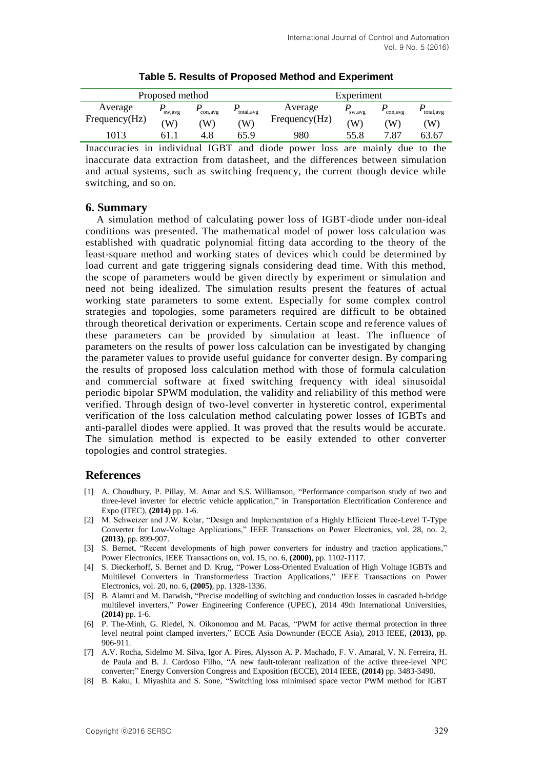**Table 5. Results of Proposed Method and Experiment**

| Proposed method | | | | Experiment | | | |
|---|---|---|---|---|---|---|---|
| Average Frequency(Hz) | $P_{\text{sw,avg}}$ (W) | $P_{\text{con,avg}}$ (W) | $P_{\text{total,avg}}$ (W) | Average Frequency(Hz) | $P_{\text{sw,avg}}$ (W) | $P_{\text{con,avg}}$ (W) | $P_{\text{total,avg}}$ (W) |
| 1013 | 61.1 | 4.8 | 65.9 | 980 | 55.8 | 7.87 | 63.67 |

Inaccuracies in individual IGBT and diode power loss are mainly due to the inaccurate data extraction from datasheet, and the differences between simulation and actual systems, such as switching frequency, the current though device while switching, and so on.

## 6. Summary

A simulation method of calculating power loss of IGBT-diode under non-ideal conditions was presented. The mathematical model of power loss calculation was established with quadratic polynomial fitting data according to the theory of the least-square method and working states of devices which could be determined by load current and gate triggering signals considering dead time. With this method, the scope of parameters would be given directly by experiment or simulation and need not being idealized. The simulation results present the features of actual working state parameters to some extent. Especially for some complex control strategies and topologies, some parameters required are difficult to be obtained through theoretical derivation or experiments. Certain scope and reference values of these parameters can be provided by simulation at least. The influence of parameters on the results of power loss calculation can be investigated by changing the parameter values to provide useful guidance for converter design. By comparing the results of proposed loss calculation method with those of formula calculation and commercial software at fixed switching frequency with ideal sinusoidal periodic bipolar SPWM modulation, the validity and reliability of this method were verified. Through design of two-level converter in hysteretic control, experimental verification of the loss calculation method calculating power losses of IGBTs and anti-parallel diodes were applied. It was proved that the results would be accurate. The simulation method is expected to be easily extended to other converter topologies and control strategies.

## References

[1] A. Choudhury, P. Pillay, M. Amar and S.S. Williamson, "Performance comparison study of two and three-level inverter for electric vehicle application," in Transportation Electrification Conference and Expo (ITEC), **(2014)** pp. 1-6.

[2] M. Schweizer and J.W. Kolar, "Design and Implementation of a Highly Efficient Three-Level T-Type Converter for Low-Voltage Applications," IEEE Transactions on Power Electronics, vol. 28, no. 2, **(2013)**, pp. 899-907.

[3] S. Bernet, "Recent developments of high power converters for industry and traction applications," Power Electronics, IEEE Transactions on, vol. 15, no. 6, **(2000)**, pp. 1102-1117.

[4] S. Dieckerhoff, S. Bernet and D. Krug, "Power Loss-Oriented Evaluation of High Voltage IGBTs and Multilevel Converters in Transformerless Traction Applications," IEEE Transactions on Power Electronics, vol. 20, no. 6, **(2005)**, pp. 1328-1336.

[5] B. Alamri and M. Darwish, "Precise modelling of switching and conduction losses in cascaded h-bridge multilevel inverters," Power Engineering Conference (UPEC), 2014 49th International Universities, **(2014)** pp. 1-6.

[6] P. The-Minh, G. Riedel, N. Oikonomou and M. Pacas, "PWM for active thermal protection in three level neutral point clamped inverters," ECCE Asia Downunder (ECCE Asia), 2013 IEEE, **(2013)**, pp. 906-911.

[7] A.V. Rocha, Sidelmo M. Silva, Igor A. Pires, Alysson A. P. Machado, F. V. Amaral, V. N. Ferreira, H. de Paula and B. J. Cardoso Filho, "A new fault-tolerant realization of the active three-level NPC converter;" Energy Conversion Congress and Exposition (ECCE), 2014 IEEE, **(2014)** pp. 3483-3490.

[8] B. Kaku, I. Miyashita and S. Sone, "Switching loss minimised space vector PWM method for IGBT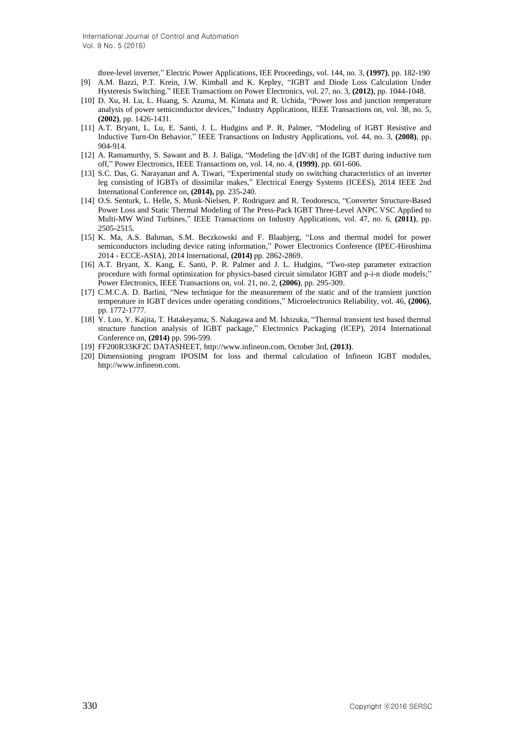three-level inverter," Electric Power Applications, IEE Proceedings, vol. 144, no. 3, **(1997)**, pp. 182-190

[9] A.M. Bazzi, P.T. Krein, J.W. Kimball and K. Kepley, "IGBT and Diode Loss Calculation Under Hysteresis Switching." IEEE Transactions on Power Electronics, vol. 27, no. 3, **(2012)**, pp. 1044-1048.

[10] D. Xu, H. Lu, L. Huang, S. Azuma, M. Kimata and R. Uchida, "Power loss and junction temperature analysis of power semiconductor devices," Industry Applications, IEEE Transactions on, vol. 38, no. 5, **(2002)**, pp. 1426-1431.

[11] A.T. Bryant, L. Lu, E. Santi, J. L. Hudgins and P. R. Palmer, "Modeling of IGBT Resistive and Inductive Turn-On Behavior," IEEE Transactions on Industry Applications, vol. 44, no. 3, **(2008)**, pp. 904-914.

[12] A. Ramamurthy, S. Sawant and B. J. Baliga, "Modeling the [dV/dt] of the IGBT during inductive turn off," Power Electronics, IEEE Transactions on, vol. 14, no. 4, **(1999)**, pp. 601-606.

[13] S.C. Das, G. Narayanan and A. Tiwari, "Experimental study on switching characteristics of an inverter leg consisting of IGBTs of dissimilar makes," Electrical Energy Systems (ICEES), 2014 IEEE 2nd International Conference on, **(2014),** pp. 235-240.

[14] O.S. Senturk, L. Helle, S. Munk-Nielsen, P. Rodriguez and R. Teodorescu, "Converter Structure-Based Power Loss and Static Thermal Modeling of The Press-Pack IGBT Three-Level ANPC VSC Applied to Multi-MW Wind Turbines," IEEE Transactions on Industry Applications, vol. 47, no. 6, **(2011)**, pp. 2505-2515.

[15] K. Ma, A.S. Bahman, S.M. Beczkowski and F. Blaabjerg, "Loss and thermal model for power semiconductors including device rating information," Power Electronics Conference (IPEC-Hiroshima 2014 - ECCE-ASIA), 2014 International, **(2014)** pp. 2862-2869.

[16] A.T. Bryant, X. Kang, E. Santi, P. R. Palmer and J. L. Hudgins, "Two-step parameter extraction procedure with formal optimization for physics-based circuit simulator IGBT and p-i-n diode models;" Power Electronics, IEEE Transactions on, vol. 21, no. 2, **(2006)**, pp. 295-309.

[17] C.M.C.A. D. Barlini, "New technique for the measurement of the static and of the transient junction temperature in IGBT devices under operating conditions," Microelectronics Reliability, vol. 46, **(2006)**, pp. 1772-1777.

[18] Y. Luo, Y. Kajita, T. Hatakeyama, S. Nakagawa and M. Ishizuka, "Thermal transient test based thermal structure function analysis of IGBT package," Electronics Packaging (ICEP), 2014 International Conference on, **(2014)** pp. 596-599.

[19] FF200R33KF2C DATASHEET, http://www.infineon.com, October 3rd, **(2013)**.

[20] Dimensioning program IPOSIM for loss and thermal calculation of Infineon IGBT modules, http://www.infineon.com.